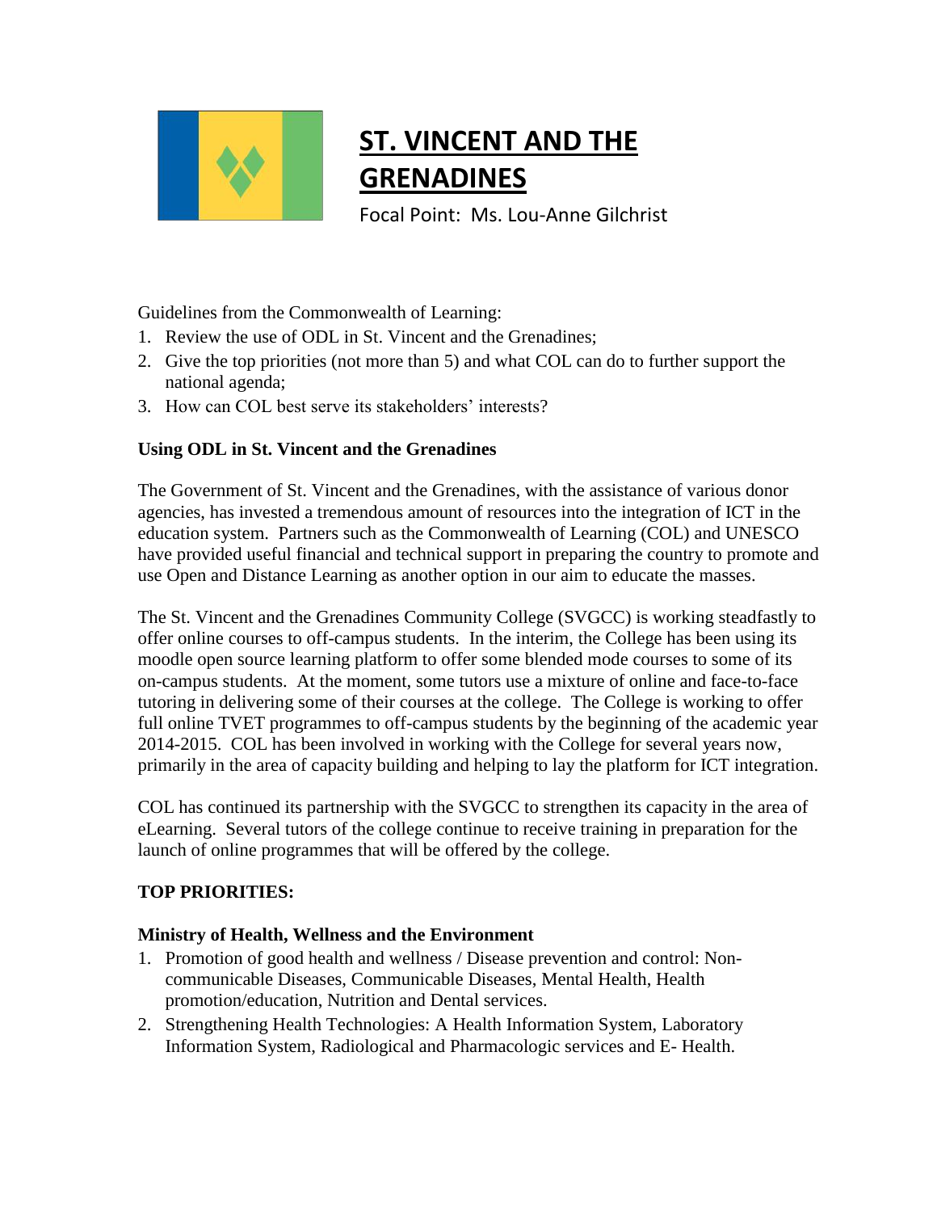# ST. VINCENT AND THE GRENADINES

Focal Point: Ms. Lou-Anne Gilchrist

Guidelines from the Commonwealth of Learning:

1. Review the use of ODL in St. Vincent and the Grenadines;
2. Give the top priorities (not more than 5) and what COL can do to further support the national agenda;
3. How can COL best serve its stakeholders' interests?

## Using ODL in St. Vincent and the Grenadines

The Government of St. Vincent and the Grenadines, with the assistance of various donor agencies, has invested a tremendous amount of resources into the integration of ICT in the education system. Partners such as the Commonwealth of Learning (COL) and UNESCO have provided useful financial and technical support in preparing the country to promote and use Open and Distance Learning as another option in our aim to educate the masses.

The St. Vincent and the Grenadines Community College (SVGCC) is working steadfastly to offer online courses to off-campus students. In the interim, the College has been using its moodle open source learning platform to offer some blended mode courses to some of its on-campus students. At the moment, some tutors use a mixture of online and face-to-face tutoring in delivering some of their courses at the college. The College is working to offer full online TVET programmes to off-campus students by the beginning of the academic year 2014-2015. COL has been involved in working with the College for several years now, primarily in the area of capacity building and helping to lay the platform for ICT integration.

COL has continued its partnership with the SVGCC to strengthen its capacity in the area of eLearning. Several tutors of the college continue to receive training in preparation for the launch of online programmes that will be offered by the college.

## TOP PRIORITIES:

### Ministry of Health, Wellness and the Environment

1. Promotion of good health and wellness / Disease prevention and control: Non-communicable Diseases, Communicable Diseases, Mental Health, Health promotion/education, Nutrition and Dental services.
2. Strengthening Health Technologies: A Health Information System, Laboratory Information System, Radiological and Pharmacologic services and E- Health.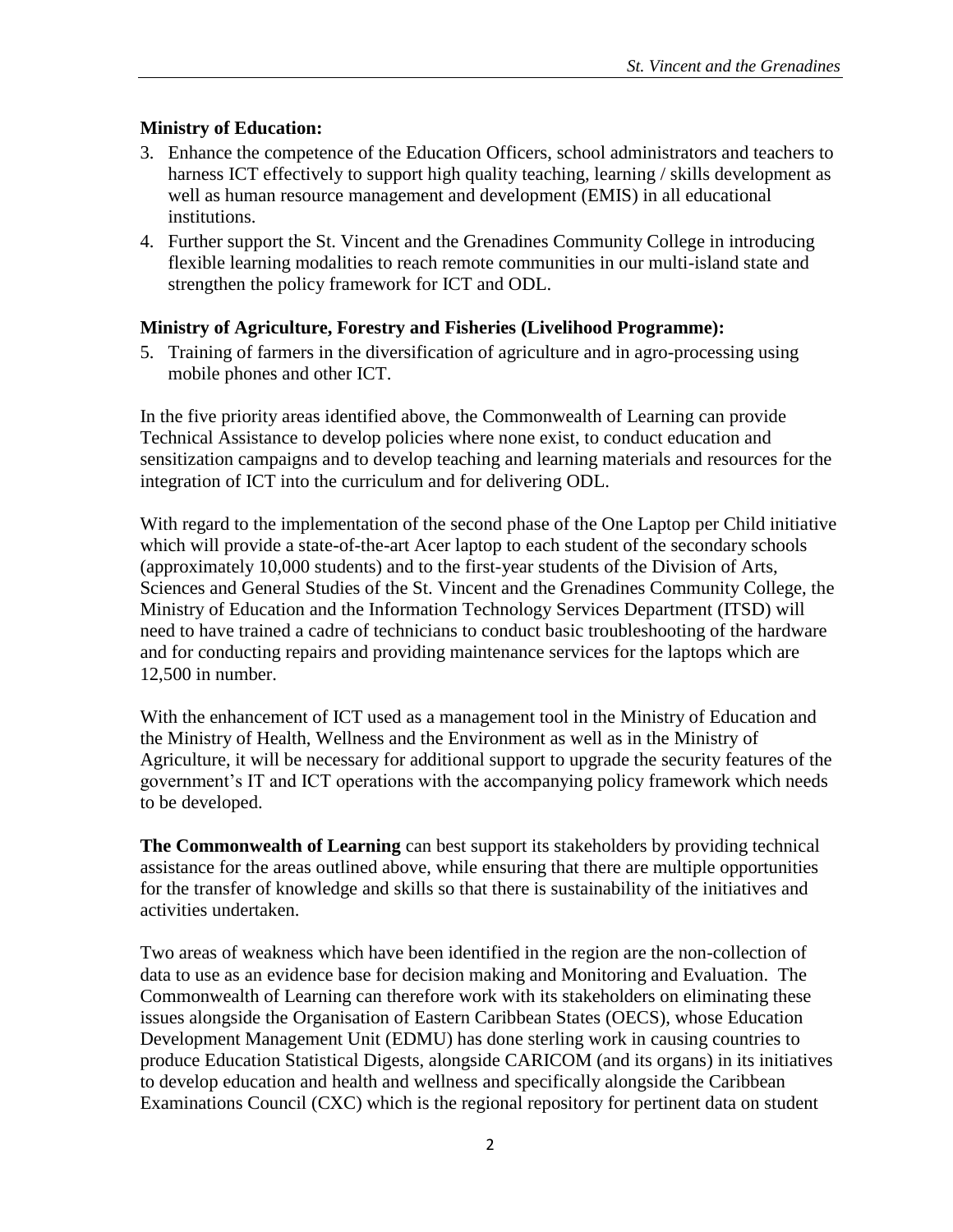**Ministry of Education:**

3. Enhance the competence of the Education Officers, school administrators and teachers to harness ICT effectively to support high quality teaching, learning / skills development as well as human resource management and development (EMIS) in all educational institutions.
4. Further support the St. Vincent and the Grenadines Community College in introducing flexible learning modalities to reach remote communities in our multi-island state and strengthen the policy framework for ICT and ODL.

**Ministry of Agriculture, Forestry and Fisheries (Livelihood Programme):**

5. Training of farmers in the diversification of agriculture and in agro-processing using mobile phones and other ICT.

In the five priority areas identified above, the Commonwealth of Learning can provide Technical Assistance to develop policies where none exist, to conduct education and sensitization campaigns and to develop teaching and learning materials and resources for the integration of ICT into the curriculum and for delivering ODL.

With regard to the implementation of the second phase of the One Laptop per Child initiative which will provide a state-of-the-art Acer laptop to each student of the secondary schools (approximately 10,000 students) and to the first-year students of the Division of Arts, Sciences and General Studies of the St. Vincent and the Grenadines Community College, the Ministry of Education and the Information Technology Services Department (ITSD) will need to have trained a cadre of technicians to conduct basic troubleshooting of the hardware and for conducting repairs and providing maintenance services for the laptops which are 12,500 in number.

With the enhancement of ICT used as a management tool in the Ministry of Education and the Ministry of Health, Wellness and the Environment as well as in the Ministry of Agriculture, it will be necessary for additional support to upgrade the security features of the government's IT and ICT operations with the accompanying policy framework which needs to be developed.

**The Commonwealth of Learning** can best support its stakeholders by providing technical assistance for the areas outlined above, while ensuring that there are multiple opportunities for the transfer of knowledge and skills so that there is sustainability of the initiatives and activities undertaken.

Two areas of weakness which have been identified in the region are the non-collection of data to use as an evidence base for decision making and Monitoring and Evaluation. The Commonwealth of Learning can therefore work with its stakeholders on eliminating these issues alongside the Organisation of Eastern Caribbean States (OECS), whose Education Development Management Unit (EDMU) has done sterling work in causing countries to produce Education Statistical Digests, alongside CARICOM (and its organs) in its initiatives to develop education and health and wellness and specifically alongside the Caribbean Examinations Council (CXC) which is the regional repository for pertinent data on student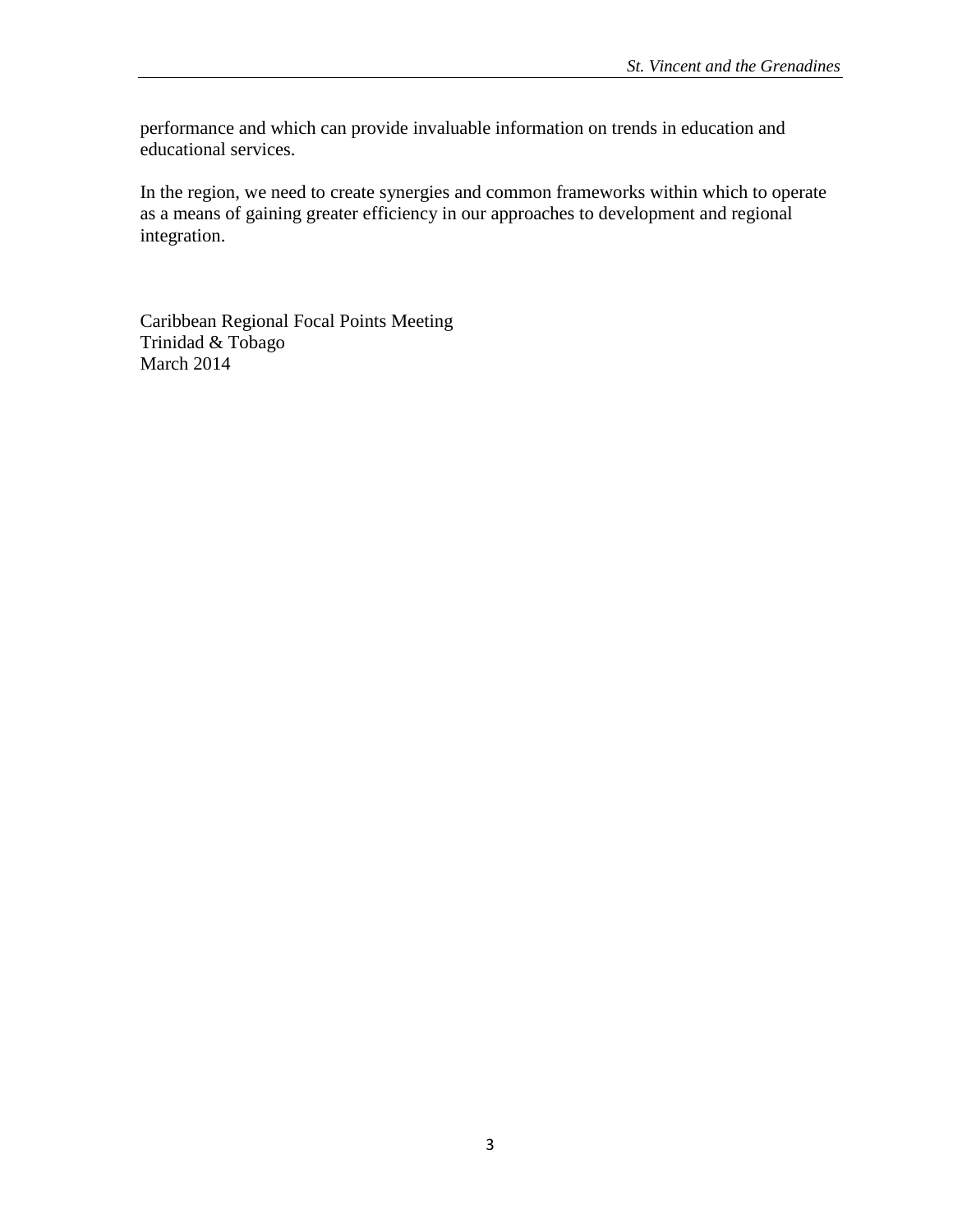performance and which can provide invaluable information on trends in education and educational services.

In the region, we need to create synergies and common frameworks within which to operate as a means of gaining greater efficiency in our approaches to development and regional integration.

Caribbean Regional Focal Points Meeting
Trinidad & Tobago
March 2014